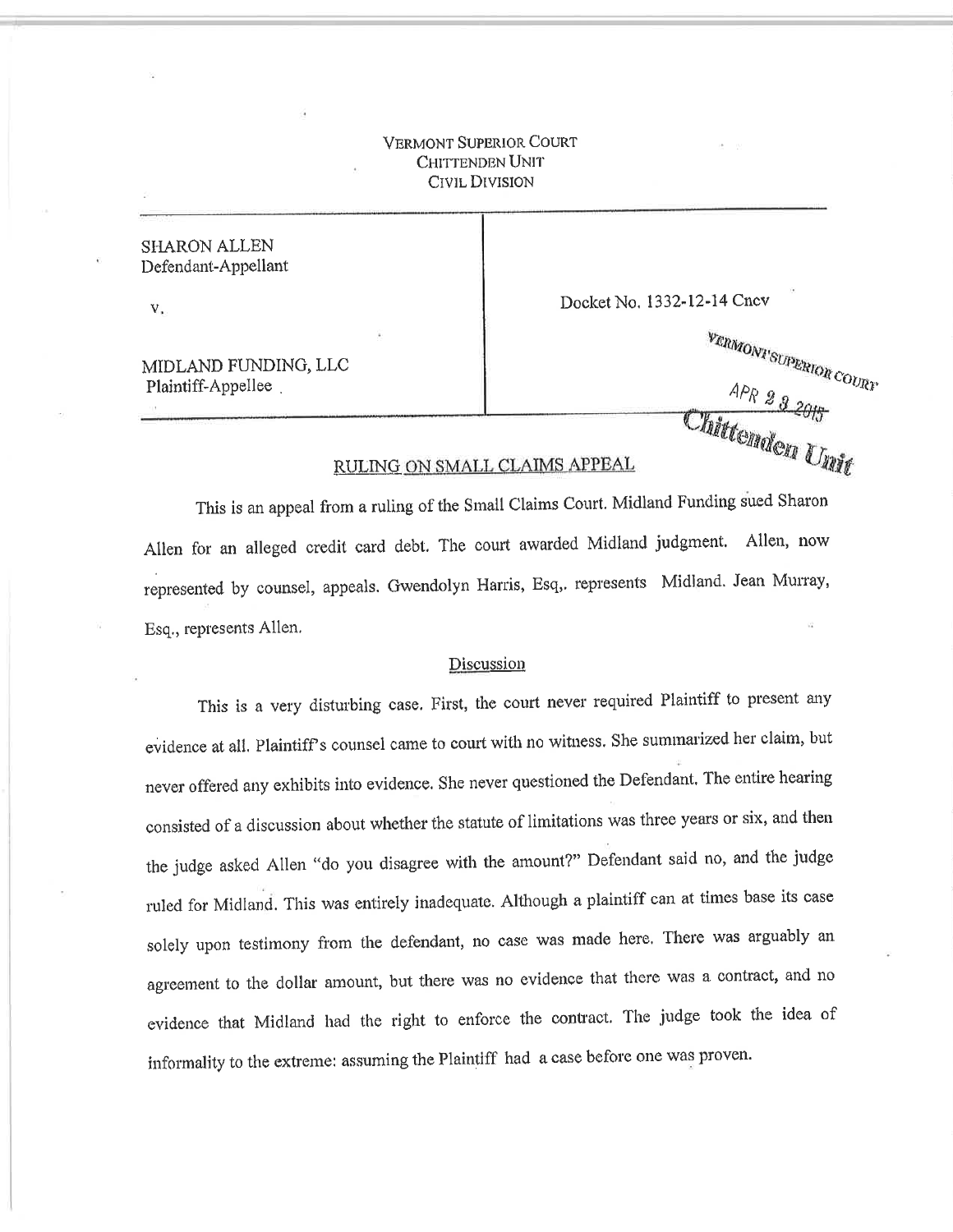VERMONT SUPERIOR COURT
CHITTENDEN UNIT
CIVIL DIVISION

| | |
|---|---|
| SHARON ALLEN<br>Defendant-Appellant<br><br>v.<br><br>MIDLAND FUNDING, LLC<br>Plaintiff-Appellee | Docket No. 1332-12-14 Cncv |

VERMONT SUPERIOR COURT
APR 23 2015
Chittenden Unit

## RULING ON SMALL CLAIMS APPEAL

This is an appeal from a ruling of the Small Claims Court. Midland Funding sued Sharon Allen for an alleged credit card debt. The court awarded Midland judgment. Allen, now represented by counsel, appeals. Gwendolyn Harris, Esq,. represents Midland. Jean Murray, Esq., represents Allen.

### Discussion

This is a very disturbing case. First, the court never required Plaintiff to present any evidence at all. Plaintiff's counsel came to court with no witness. She summarized her claim, but never offered any exhibits into evidence. She never questioned the Defendant. The entire hearing consisted of a discussion about whether the statute of limitations was three years or six, and then the judge asked Allen "do you disagree with the amount?" Defendant said no, and the judge ruled for Midland. This was entirely inadequate. Although a plaintiff can at times base its case solely upon testimony from the defendant, no case was made here. There was arguably an agreement to the dollar amount, but there was no evidence that there was a contract, and no evidence that Midland had the right to enforce the contract. The judge took the idea of informality to the extreme: assuming the Plaintiff had a case before one was proven.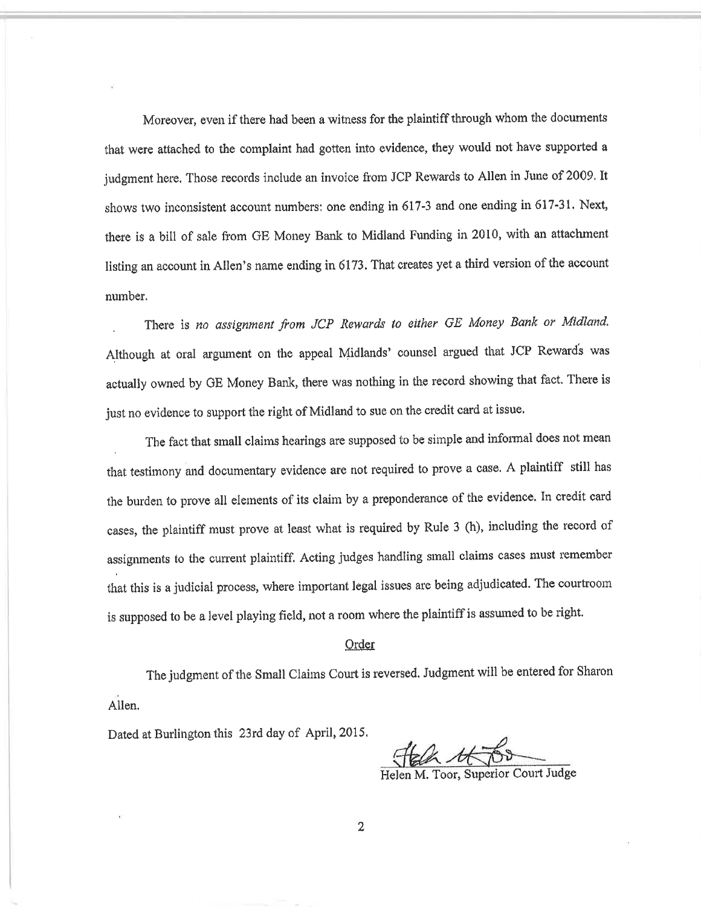Moreover, even if there had been a witness for the plaintiff through whom the documents that were attached to the complaint had gotten into evidence, they would not have supported a judgment here. Those records include an invoice from JCP Rewards to Allen in June of 2009. It shows two inconsistent account numbers: one ending in 617-3 and one ending in 617-31. Next, there is a bill of sale from GE Money Bank to Midland Funding in 2010, with an attachment listing an account in Allen's name ending in 6173. That creates yet a third version of the account number.

There is *no assignment from JCP Rewards to either GE Money Bank or Midland.* Although at oral argument on the appeal Midlands' counsel argued that JCP Rewards was actually owned by GE Money Bank, there was nothing in the record showing that fact. There is just no evidence to support the right of Midland to sue on the credit card at issue.

The fact that small claims hearings are supposed to be simple and informal does not mean that testimony and documentary evidence are not required to prove a case. A plaintiff still has the burden to prove all elements of its claim by a preponderance of the evidence. In credit card cases, the plaintiff must prove at least what is required by Rule 3 (h), including the record of assignments to the current plaintiff. Acting judges handling small claims cases must remember that this is a judicial process, where important legal issues are being adjudicated. The courtroom is supposed to be a level playing field, not a room where the plaintiff is assumed to be right.

## Order

The judgment of the Small Claims Court is reversed. Judgment will be entered for Sharon Allen.

Dated at Burlington this 23rd day of April, 2015.

Helen M. Toor, Superior Court Judge